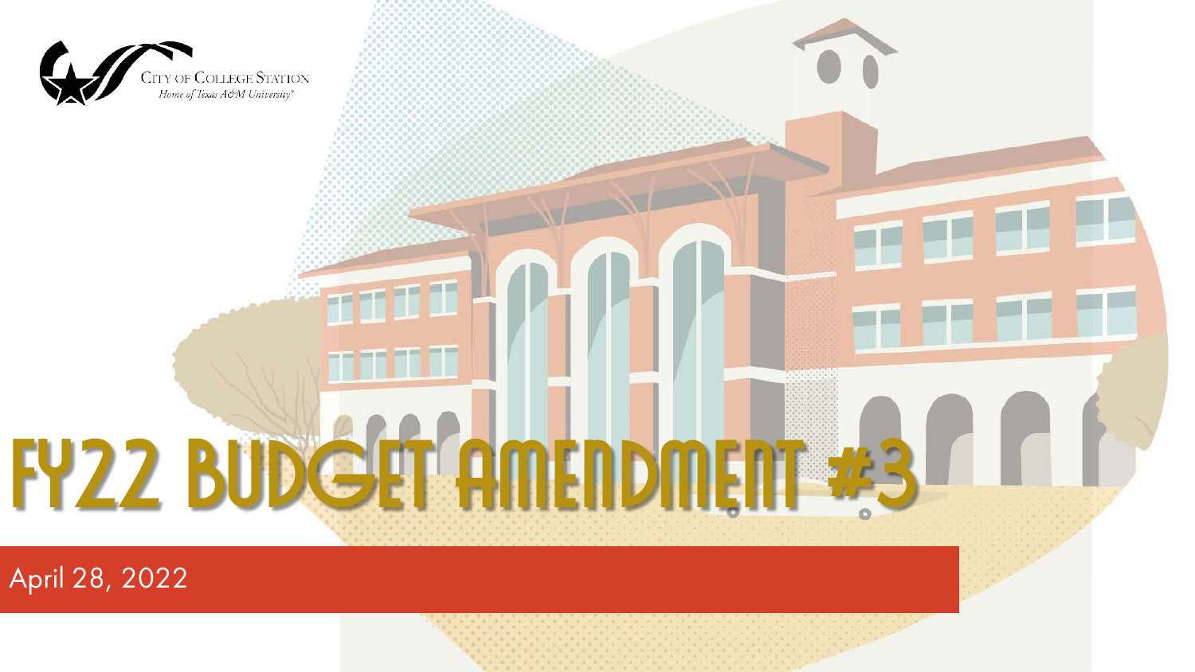CITY OF COLLEGE STATION
*Home of Texas A&M University®*

# FY22 BUDGET AMENDMENT #3

April 28, 2022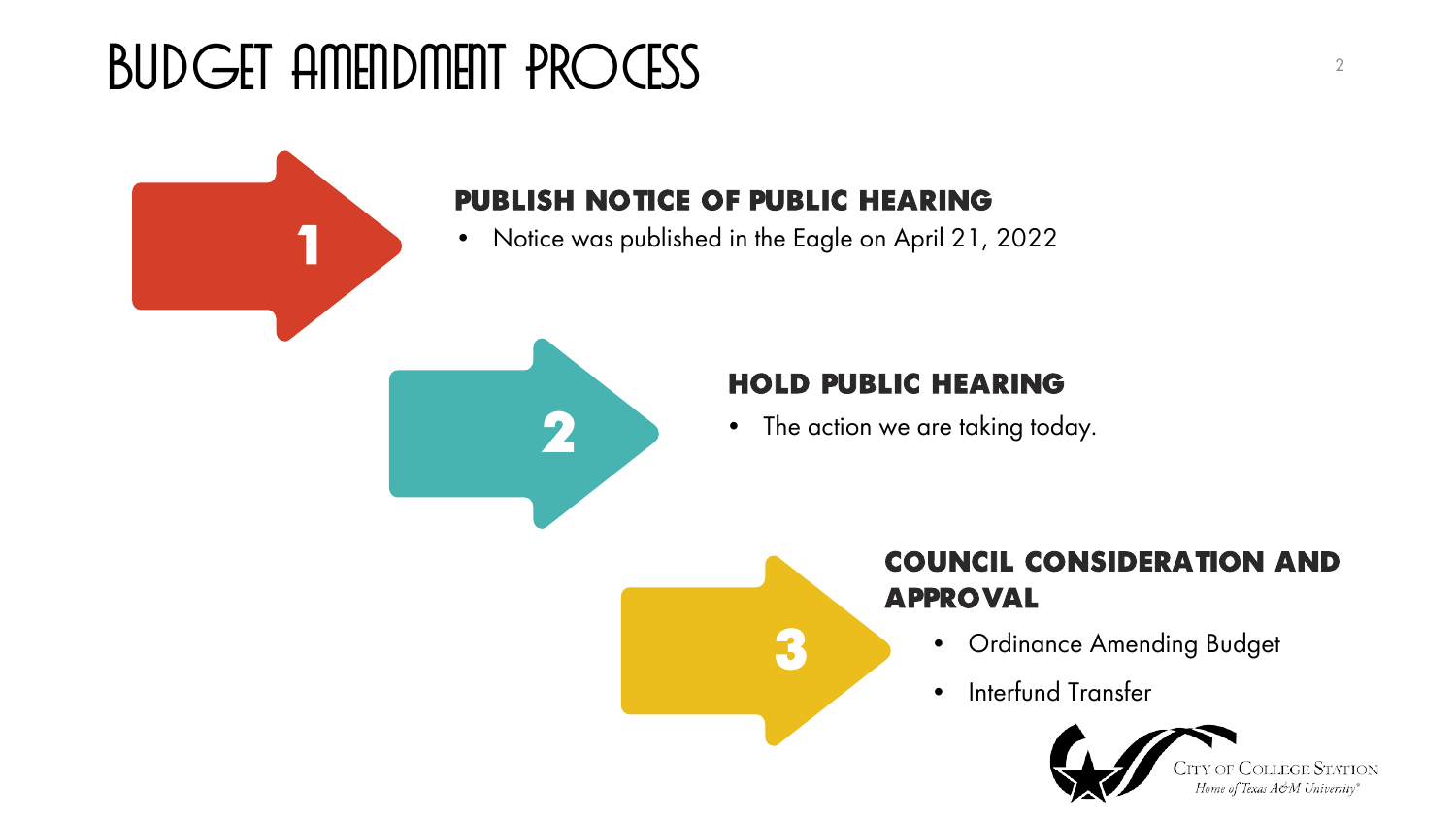# BUDGET AMENDMENT PROCESS

## 1

### PUBLISH NOTICE OF PUBLIC HEARING

- Notice was published in the Eagle on April 21, 2022

## 2

### HOLD PUBLIC HEARING

- The action we are taking today.

## 3

### COUNCIL CONSIDERATION AND APPROVAL

- Ordinance Amending Budget
- Interfund Transfer

City of College Station
*Home of Texas A&M University®*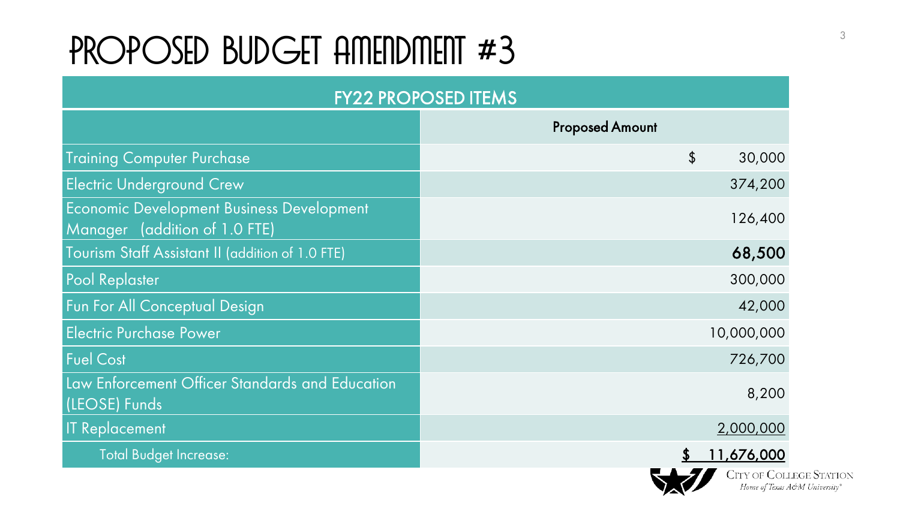# PROPOSED BUDGET AMENDMENT #3

| FY22 PROPOSED ITEMS | |
|---|---|
| | Proposed Amount |
| Training Computer Purchase | $ 30,000 |
| Electric Underground Crew | 374,200 |
| Economic Development Business Development Manager (addition of 1.0 FTE) | 126,400 |
| Tourism Staff Assistant II (addition of 1.0 FTE) | **68,500** |
| Pool Replaster | 300,000 |
| Fun For All Conceptual Design | 42,000 |
| Electric Purchase Power | 10,000,000 |
| Fuel Cost | 726,700 |
| Law Enforcement Officer Standards and Education (LEOSE) Funds | 8,200 |
| IT Replacement | 2,000,000 |
| Total Budget Increase: | **$ 11,676,000** |

CITY OF COLLEGE STATION
*Home of Texas A&M University®*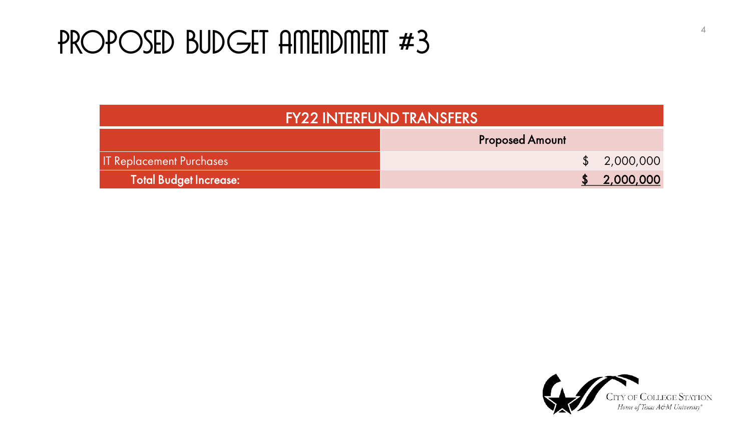# PROPOSED BUDGET AMENDMENT #3

| FY22 INTERFUND TRANSFERS | |
|---|---|
| | **Proposed Amount** |
| IT Replacement Purchases | $ 2,000,000 |
| **Total Budget Increase:** | **$ 2,000,000** |

CITY OF COLLEGE STATION
*Home of Texas A&M University®*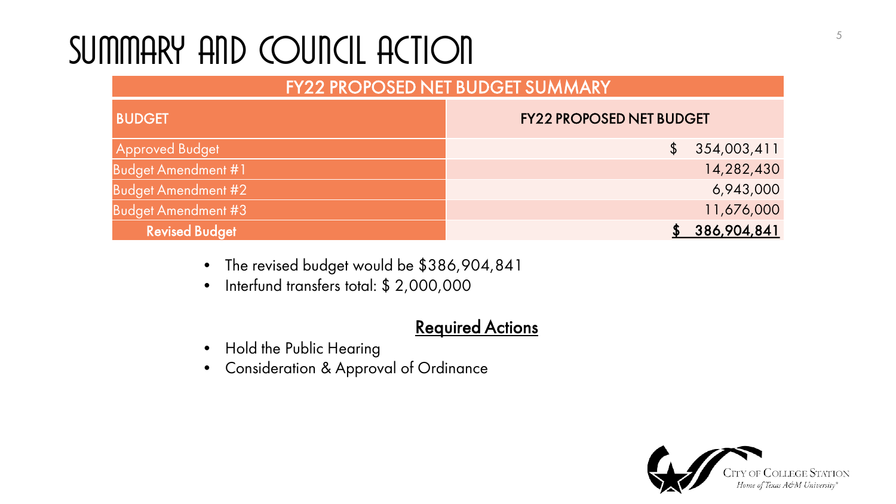# Summary and Council Action

| FY22 PROPOSED NET BUDGET SUMMARY | |
|---|---|
| **BUDGET** | **FY22 PROPOSED NET BUDGET** |
| Approved Budget | $ 354,003,411 |
| Budget Amendment #1 | 14,282,430 |
| Budget Amendment #2 | 6,943,000 |
| Budget Amendment #3 | 11,676,000 |
| **Revised Budget** | **$ 386,904,841** |

- The revised budget would be $386,904,841
- Interfund transfers total: $ 2,000,000

## Required Actions

- Hold the Public Hearing
- Consideration & Approval of Ordinance

City of College Station
*Home of Texas A&M University®*